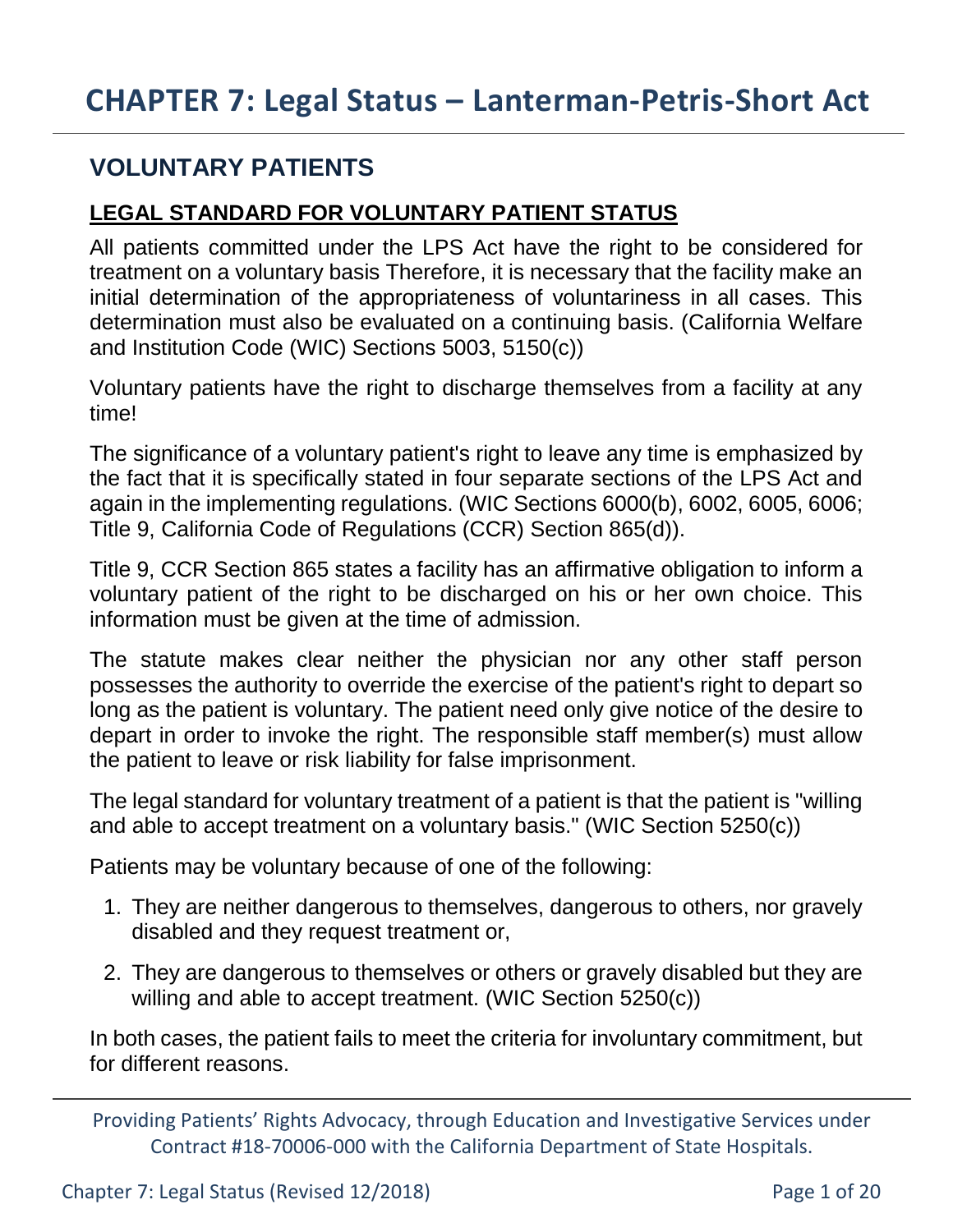# CHAPTER 7: Legal Status – Lanterman-Petris-Short Act

## VOLUNTARY PATIENTS

### LEGAL STANDARD FOR VOLUNTARY PATIENT STATUS

All patients committed under the LPS Act have the right to be considered for treatment on a voluntary basis Therefore, it is necessary that the facility make an initial determination of the appropriateness of voluntariness in all cases. This determination must also be evaluated on a continuing basis. (California Welfare and Institution Code (WIC) Sections 5003, 5150(c))

Voluntary patients have the right to discharge themselves from a facility at any time!

The significance of a voluntary patient's right to leave any time is emphasized by the fact that it is specifically stated in four separate sections of the LPS Act and again in the implementing regulations. (WIC Sections 6000(b), 6002, 6005, 6006; Title 9, California Code of Regulations (CCR) Section 865(d)).

Title 9, CCR Section 865 states a facility has an affirmative obligation to inform a voluntary patient of the right to be discharged on his or her own choice. This information must be given at the time of admission.

The statute makes clear neither the physician nor any other staff person possesses the authority to override the exercise of the patient's right to depart so long as the patient is voluntary. The patient need only give notice of the desire to depart in order to invoke the right. The responsible staff member(s) must allow the patient to leave or risk liability for false imprisonment.

The legal standard for voluntary treatment of a patient is that the patient is "willing and able to accept treatment on a voluntary basis." (WIC Section 5250(c))

Patients may be voluntary because of one of the following:

1. They are neither dangerous to themselves, dangerous to others, nor gravely disabled and they request treatment or,
2. They are dangerous to themselves or others or gravely disabled but they are willing and able to accept treatment. (WIC Section 5250(c))

In both cases, the patient fails to meet the criteria for involuntary commitment, but for different reasons.

Providing Patients' Rights Advocacy, through Education and Investigative Services under Contract #18-70006-000 with the California Department of State Hospitals.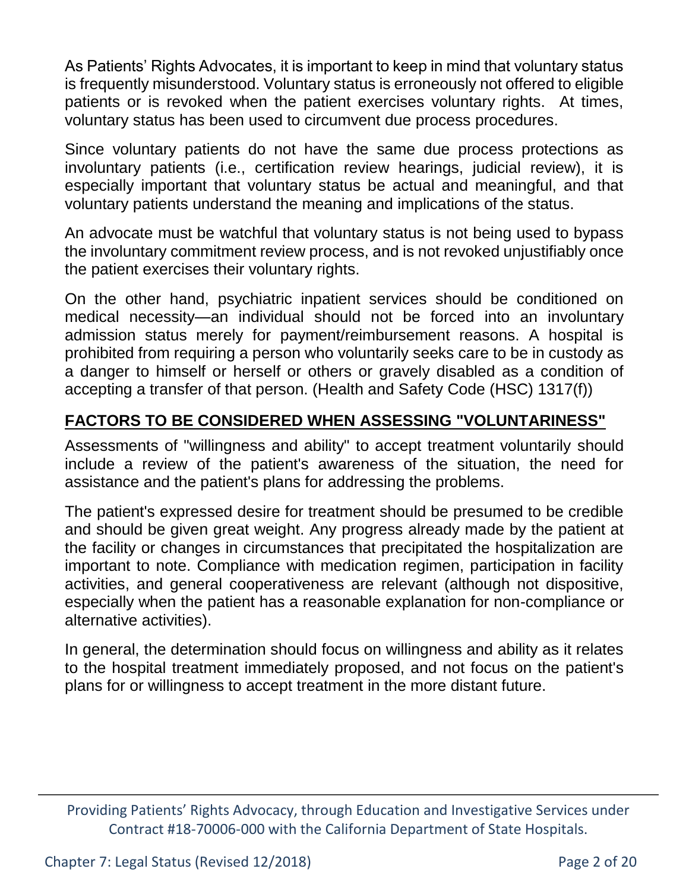As Patients' Rights Advocates, it is important to keep in mind that voluntary status is frequently misunderstood. Voluntary status is erroneously not offered to eligible patients or is revoked when the patient exercises voluntary rights. At times, voluntary status has been used to circumvent due process procedures.

Since voluntary patients do not have the same due process protections as involuntary patients (i.e., certification review hearings, judicial review), it is especially important that voluntary status be actual and meaningful, and that voluntary patients understand the meaning and implications of the status.

An advocate must be watchful that voluntary status is not being used to bypass the involuntary commitment review process, and is not revoked unjustifiably once the patient exercises their voluntary rights.

On the other hand, psychiatric inpatient services should be conditioned on medical necessity—an individual should not be forced into an involuntary admission status merely for payment/reimbursement reasons. A hospital is prohibited from requiring a person who voluntarily seeks care to be in custody as a danger to himself or herself or others or gravely disabled as a condition of accepting a transfer of that person. (Health and Safety Code (HSC) 1317(f))

## FACTORS TO BE CONSIDERED WHEN ASSESSING "VOLUNTARINESS"

Assessments of "willingness and ability" to accept treatment voluntarily should include a review of the patient's awareness of the situation, the need for assistance and the patient's plans for addressing the problems.

The patient's expressed desire for treatment should be presumed to be credible and should be given great weight. Any progress already made by the patient at the facility or changes in circumstances that precipitated the hospitalization are important to note. Compliance with medication regimen, participation in facility activities, and general cooperativeness are relevant (although not dispositive, especially when the patient has a reasonable explanation for non-compliance or alternative activities).

In general, the determination should focus on willingness and ability as it relates to the hospital treatment immediately proposed, and not focus on the patient's plans for or willingness to accept treatment in the more distant future.

Providing Patients' Rights Advocacy, through Education and Investigative Services under Contract #18-70006-000 with the California Department of State Hospitals.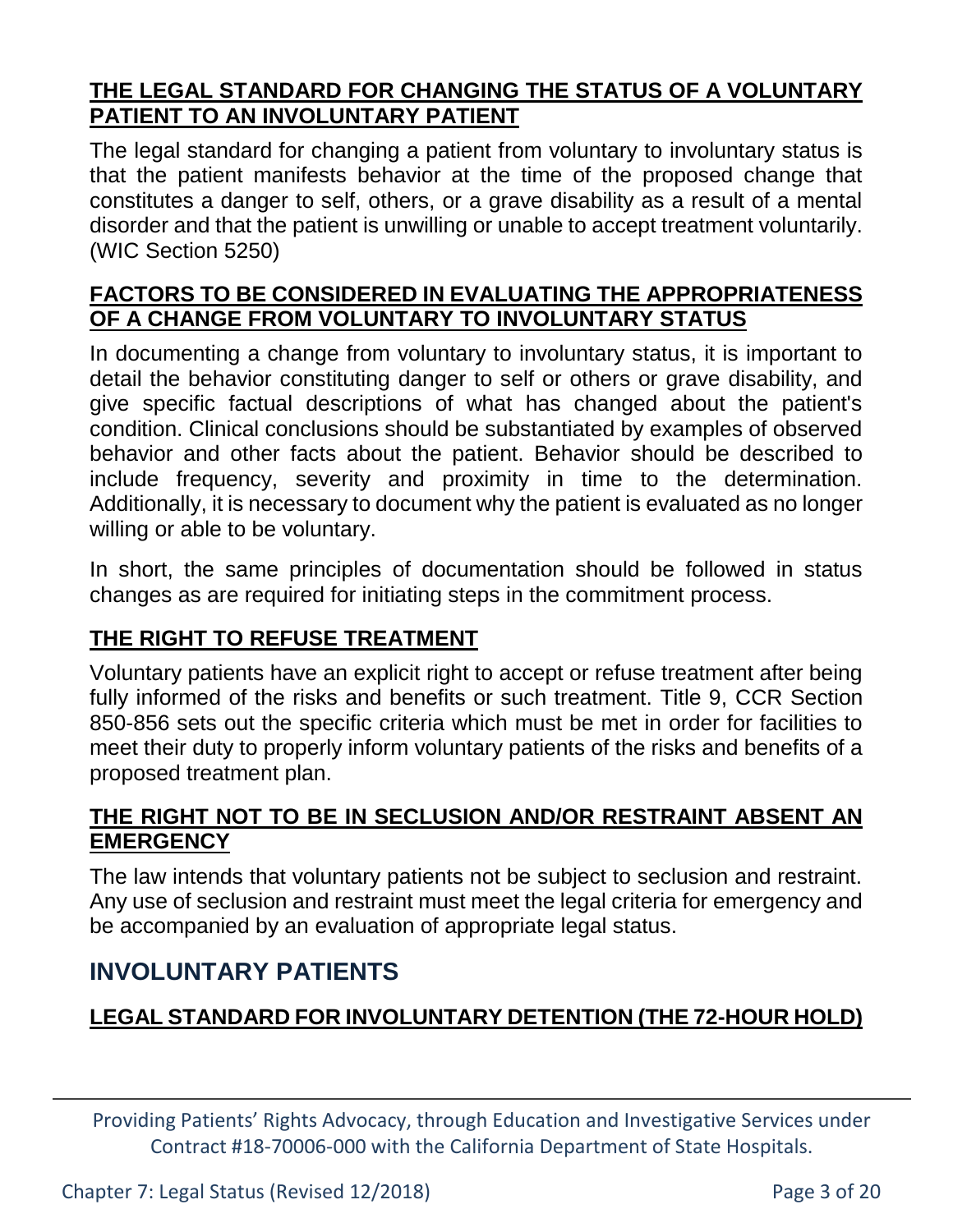### THE LEGAL STANDARD FOR CHANGING THE STATUS OF A VOLUNTARY PATIENT TO AN INVOLUNTARY PATIENT

The legal standard for changing a patient from voluntary to involuntary status is that the patient manifests behavior at the time of the proposed change that constitutes a danger to self, others, or a grave disability as a result of a mental disorder and that the patient is unwilling or unable to accept treatment voluntarily. (WIC Section 5250)

### FACTORS TO BE CONSIDERED IN EVALUATING THE APPROPRIATENESS OF A CHANGE FROM VOLUNTARY TO INVOLUNTARY STATUS

In documenting a change from voluntary to involuntary status, it is important to detail the behavior constituting danger to self or others or grave disability, and give specific factual descriptions of what has changed about the patient's condition. Clinical conclusions should be substantiated by examples of observed behavior and other facts about the patient. Behavior should be described to include frequency, severity and proximity in time to the determination. Additionally, it is necessary to document why the patient is evaluated as no longer willing or able to be voluntary.

In short, the same principles of documentation should be followed in status changes as are required for initiating steps in the commitment process.

### THE RIGHT TO REFUSE TREATMENT

Voluntary patients have an explicit right to accept or refuse treatment after being fully informed of the risks and benefits or such treatment. Title 9, CCR Section 850-856 sets out the specific criteria which must be met in order for facilities to meet their duty to properly inform voluntary patients of the risks and benefits of a proposed treatment plan.

### THE RIGHT NOT TO BE IN SECLUSION AND/OR RESTRAINT ABSENT AN EMERGENCY

The law intends that voluntary patients not be subject to seclusion and restraint. Any use of seclusion and restraint must meet the legal criteria for emergency and be accompanied by an evaluation of appropriate legal status.

## INVOLUNTARY PATIENTS

### LEGAL STANDARD FOR INVOLUNTARY DETENTION (THE 72-HOUR HOLD)

Providing Patients' Rights Advocacy, through Education and Investigative Services under Contract #18-70006-000 with the California Department of State Hospitals.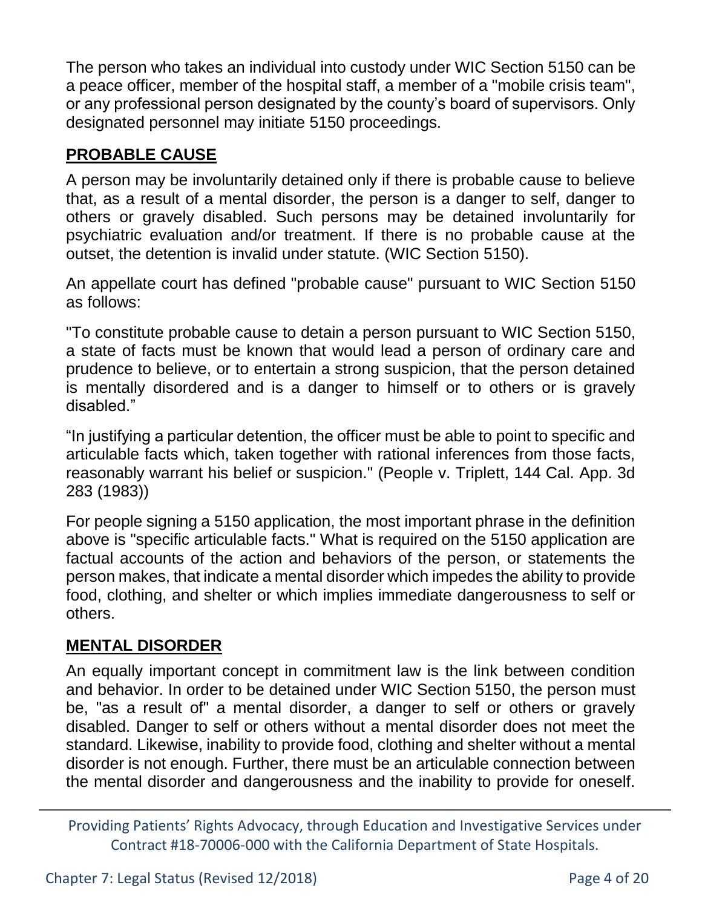The person who takes an individual into custody under WIC Section 5150 can be a peace officer, member of the hospital staff, a member of a "mobile crisis team", or any professional person designated by the county's board of supervisors. Only designated personnel may initiate 5150 proceedings.

## PROBABLE CAUSE

A person may be involuntarily detained only if there is probable cause to believe that, as a result of a mental disorder, the person is a danger to self, danger to others or gravely disabled. Such persons may be detained involuntarily for psychiatric evaluation and/or treatment. If there is no probable cause at the outset, the detention is invalid under statute. (WIC Section 5150).

An appellate court has defined "probable cause" pursuant to WIC Section 5150 as follows:

"To constitute probable cause to detain a person pursuant to WIC Section 5150, a state of facts must be known that would lead a person of ordinary care and prudence to believe, or to entertain a strong suspicion, that the person detained is mentally disordered and is a danger to himself or to others or is gravely disabled."

"In justifying a particular detention, the officer must be able to point to specific and articulable facts which, taken together with rational inferences from those facts, reasonably warrant his belief or suspicion." (People v. Triplett, 144 Cal. App. 3d 283 (1983))

For people signing a 5150 application, the most important phrase in the definition above is "specific articulable facts." What is required on the 5150 application are factual accounts of the action and behaviors of the person, or statements the person makes, that indicate a mental disorder which impedes the ability to provide food, clothing, and shelter or which implies immediate dangerousness to self or others.

## MENTAL DISORDER

An equally important concept in commitment law is the link between condition and behavior. In order to be detained under WIC Section 5150, the person must be, "as a result of" a mental disorder, a danger to self or others or gravely disabled. Danger to self or others without a mental disorder does not meet the standard. Likewise, inability to provide food, clothing and shelter without a mental disorder is not enough. Further, there must be an articulable connection between the mental disorder and dangerousness and the inability to provide for oneself.

Providing Patients' Rights Advocacy, through Education and Investigative Services under Contract #18-70006-000 with the California Department of State Hospitals.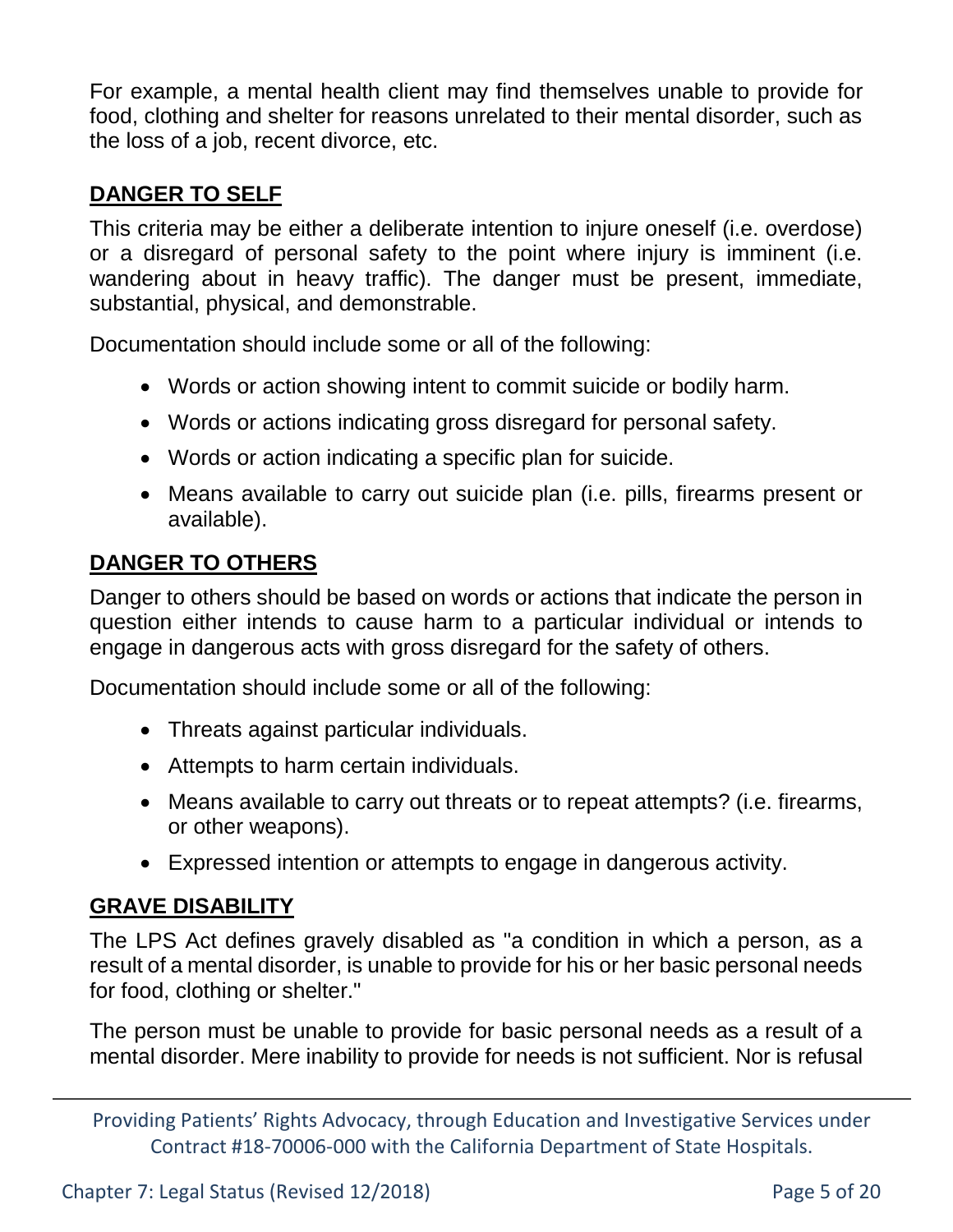For example, a mental health client may find themselves unable to provide for food, clothing and shelter for reasons unrelated to their mental disorder, such as the loss of a job, recent divorce, etc.

## **DANGER TO SELF**

This criteria may be either a deliberate intention to injure oneself (i.e. overdose) or a disregard of personal safety to the point where injury is imminent (i.e. wandering about in heavy traffic). The danger must be present, immediate, substantial, physical, and demonstrable.

Documentation should include some or all of the following:

- Words or action showing intent to commit suicide or bodily harm.
- Words or actions indicating gross disregard for personal safety.
- Words or action indicating a specific plan for suicide.
- Means available to carry out suicide plan (i.e. pills, firearms present or available).

## **DANGER TO OTHERS**

Danger to others should be based on words or actions that indicate the person in question either intends to cause harm to a particular individual or intends to engage in dangerous acts with gross disregard for the safety of others.

Documentation should include some or all of the following:

- Threats against particular individuals.
- Attempts to harm certain individuals.
- Means available to carry out threats or to repeat attempts? (i.e. firearms, or other weapons).
- Expressed intention or attempts to engage in dangerous activity.

## **GRAVE DISABILITY**

The LPS Act defines gravely disabled as "a condition in which a person, as a result of a mental disorder, is unable to provide for his or her basic personal needs for food, clothing or shelter."

The person must be unable to provide for basic personal needs as a result of a mental disorder. Mere inability to provide for needs is not sufficient. Nor is refusal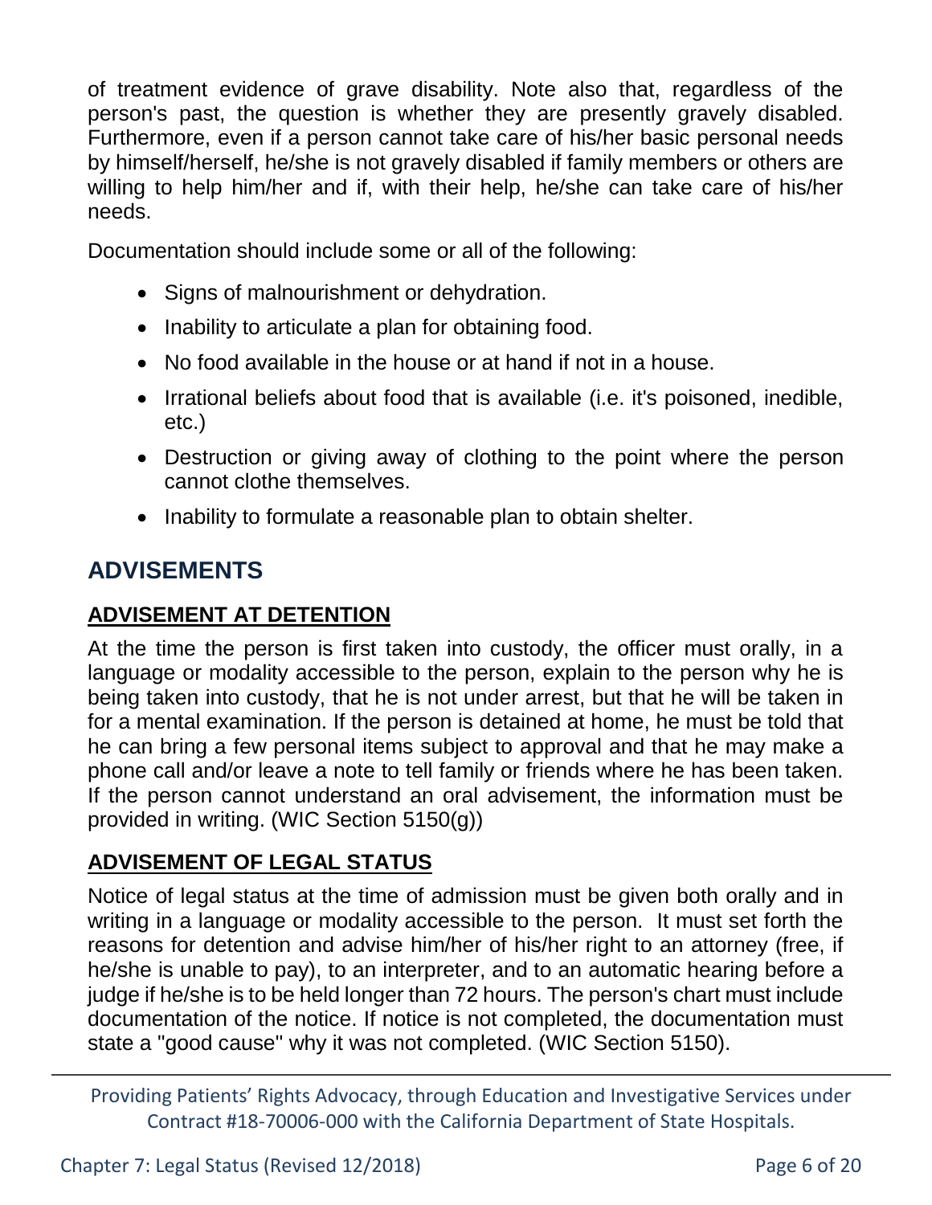of treatment evidence of grave disability. Note also that, regardless of the person's past, the question is whether they are presently gravely disabled. Furthermore, even if a person cannot take care of his/her basic personal needs by himself/herself, he/she is not gravely disabled if family members or others are willing to help him/her and if, with their help, he/she can take care of his/her needs.

Documentation should include some or all of the following:

- Signs of malnourishment or dehydration.
- Inability to articulate a plan for obtaining food.
- No food available in the house or at hand if not in a house.
- Irrational beliefs about food that is available (i.e. it's poisoned, inedible, etc.)
- Destruction or giving away of clothing to the point where the person cannot clothe themselves.
- Inability to formulate a reasonable plan to obtain shelter.

## ADVISEMENTS

### ADVISEMENT AT DETENTION

At the time the person is first taken into custody, the officer must orally, in a language or modality accessible to the person, explain to the person why he is being taken into custody, that he is not under arrest, but that he will be taken in for a mental examination. If the person is detained at home, he must be told that he can bring a few personal items subject to approval and that he may make a phone call and/or leave a note to tell family or friends where he has been taken. If the person cannot understand an oral advisement, the information must be provided in writing. (WIC Section 5150(g))

### ADVISEMENT OF LEGAL STATUS

Notice of legal status at the time of admission must be given both orally and in writing in a language or modality accessible to the person. It must set forth the reasons for detention and advise him/her of his/her right to an attorney (free, if he/she is unable to pay), to an interpreter, and to an automatic hearing before a judge if he/she is to be held longer than 72 hours. The person's chart must include documentation of the notice. If notice is not completed, the documentation must state a "good cause" why it was not completed. (WIC Section 5150).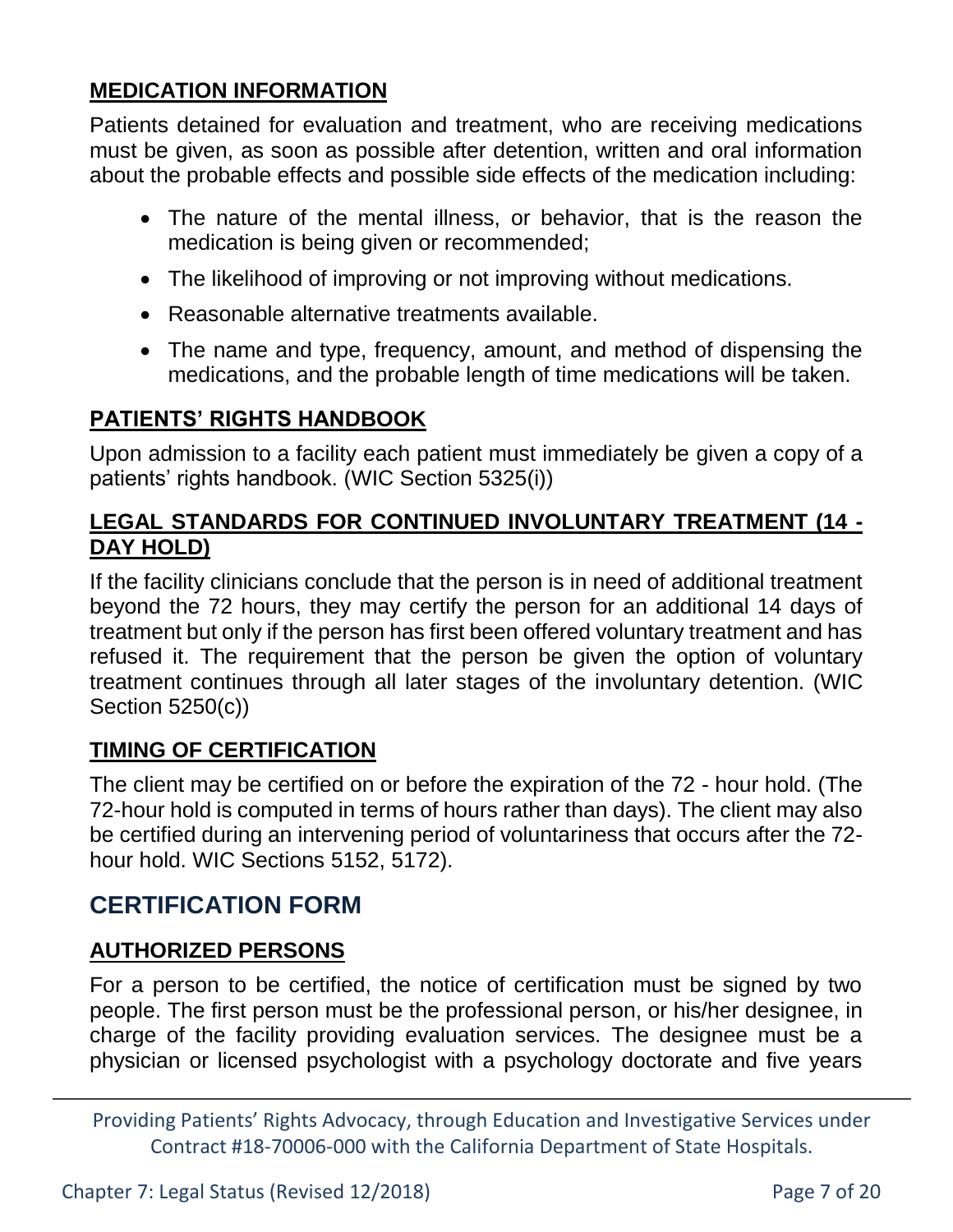### MEDICATION INFORMATION

Patients detained for evaluation and treatment, who are receiving medications must be given, as soon as possible after detention, written and oral information about the probable effects and possible side effects of the medication including:

- The nature of the mental illness, or behavior, that is the reason the medication is being given or recommended;
- The likelihood of improving or not improving without medications.
- Reasonable alternative treatments available.
- The name and type, frequency, amount, and method of dispensing the medications, and the probable length of time medications will be taken.

### PATIENTS' RIGHTS HANDBOOK

Upon admission to a facility each patient must immediately be given a copy of a patients' rights handbook. (WIC Section 5325(i))

### LEGAL STANDARDS FOR CONTINUED INVOLUNTARY TREATMENT (14 - DAY HOLD)

If the facility clinicians conclude that the person is in need of additional treatment beyond the 72 hours, they may certify the person for an additional 14 days of treatment but only if the person has first been offered voluntary treatment and has refused it. The requirement that the person be given the option of voluntary treatment continues through all later stages of the involuntary detention. (WIC Section 5250(c))

### TIMING OF CERTIFICATION

The client may be certified on or before the expiration of the 72 - hour hold. (The 72-hour hold is computed in terms of hours rather than days). The client may also be certified during an intervening period of voluntariness that occurs after the 72-hour hold. WIC Sections 5152, 5172).

## CERTIFICATION FORM

### AUTHORIZED PERSONS

For a person to be certified, the notice of certification must be signed by two people. The first person must be the professional person, or his/her designee, in charge of the facility providing evaluation services. The designee must be a physician or licensed psychologist with a psychology doctorate and five years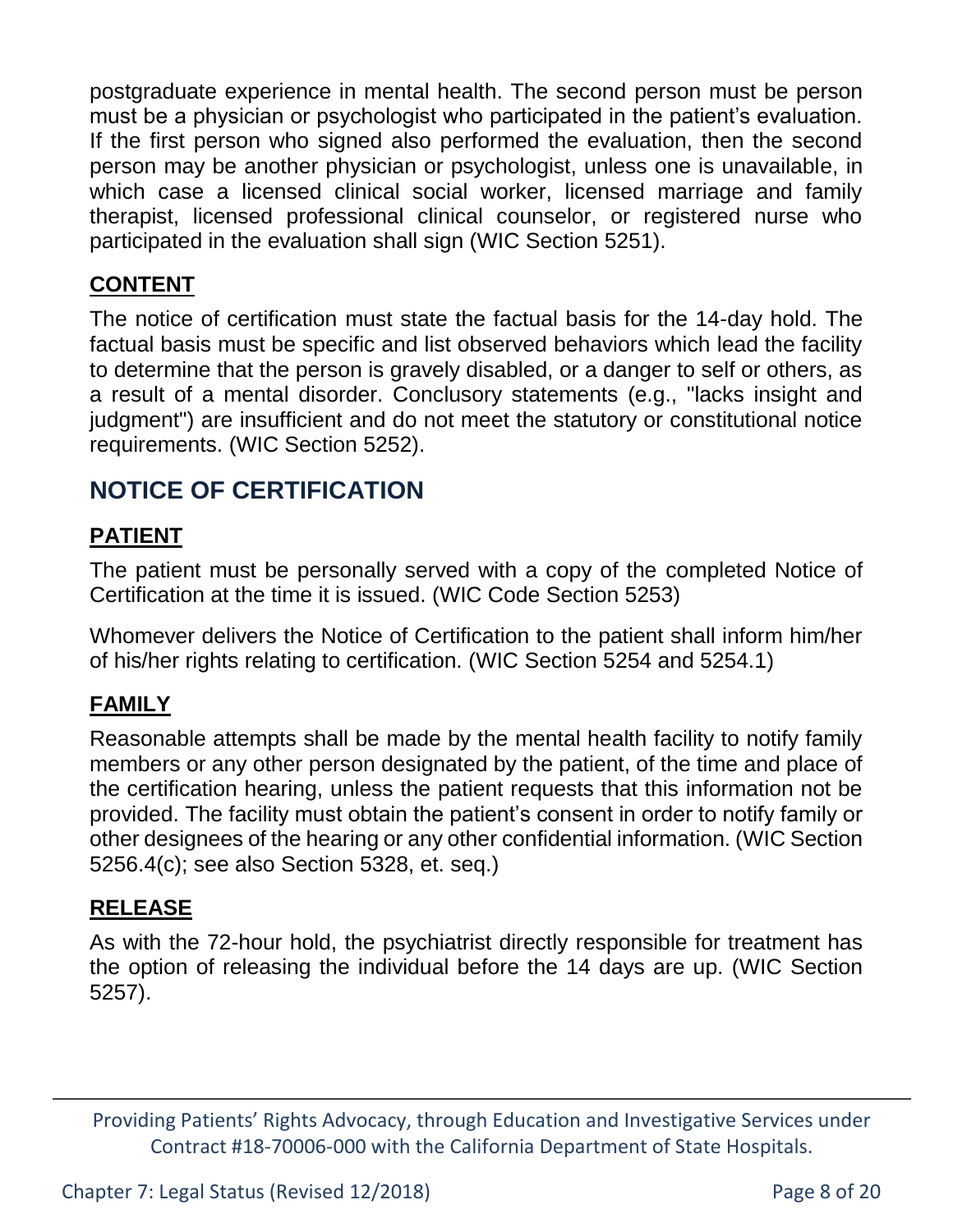postgraduate experience in mental health. The second person must be person must be a physician or psychologist who participated in the patient's evaluation. If the first person who signed also performed the evaluation, then the second person may be another physician or psychologist, unless one is unavailable, in which case a licensed clinical social worker, licensed marriage and family therapist, licensed professional clinical counselor, or registered nurse who participated in the evaluation shall sign (WIC Section 5251).

### CONTENT

The notice of certification must state the factual basis for the 14-day hold. The factual basis must be specific and list observed behaviors which lead the facility to determine that the person is gravely disabled, or a danger to self or others, as a result of a mental disorder. Conclusory statements (e.g., "lacks insight and judgment") are insufficient and do not meet the statutory or constitutional notice requirements. (WIC Section 5252).

## NOTICE OF CERTIFICATION

### PATIENT

The patient must be personally served with a copy of the completed Notice of Certification at the time it is issued. (WIC Code Section 5253)

Whomever delivers the Notice of Certification to the patient shall inform him/her of his/her rights relating to certification. (WIC Section 5254 and 5254.1)

### FAMILY

Reasonable attempts shall be made by the mental health facility to notify family members or any other person designated by the patient, of the time and place of the certification hearing, unless the patient requests that this information not be provided. The facility must obtain the patient's consent in order to notify family or other designees of the hearing or any other confidential information. (WIC Section 5256.4(c); see also Section 5328, et. seq.)

### RELEASE

As with the 72-hour hold, the psychiatrist directly responsible for treatment has the option of releasing the individual before the 14 days are up. (WIC Section 5257).

Providing Patients' Rights Advocacy, through Education and Investigative Services under Contract #18-70006-000 with the California Department of State Hospitals.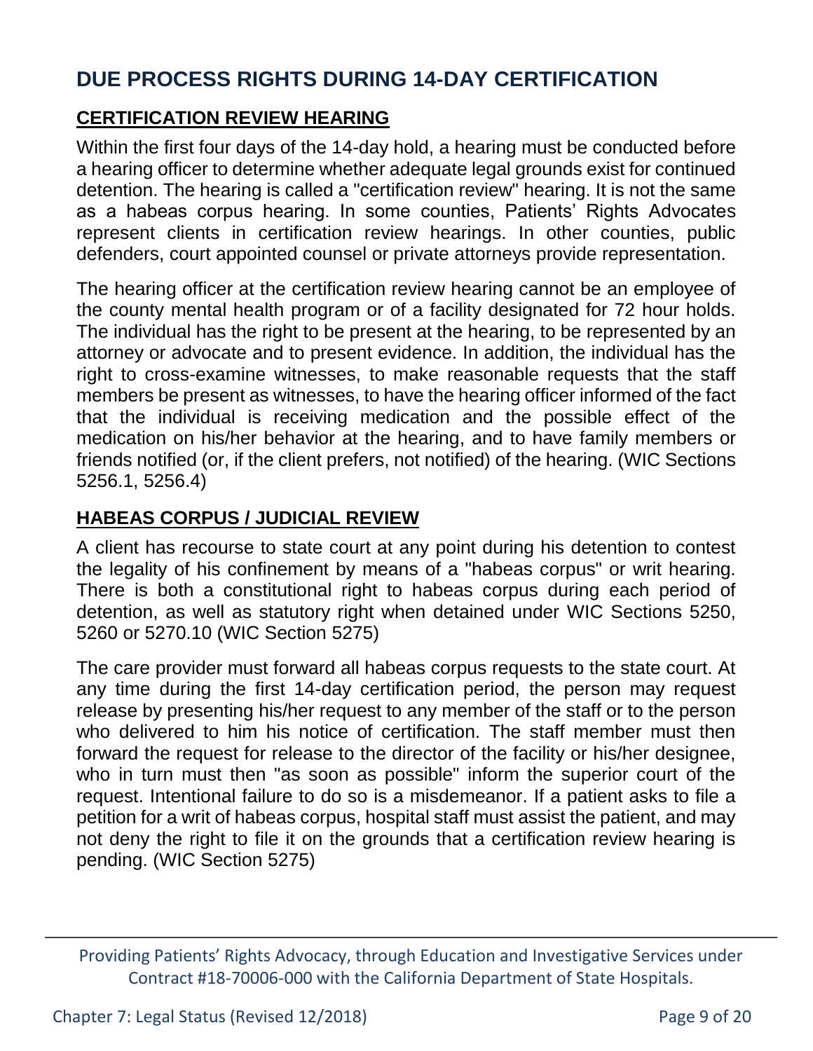# DUE PROCESS RIGHTS DURING 14-DAY CERTIFICATION

## CERTIFICATION REVIEW HEARING

Within the first four days of the 14-day hold, a hearing must be conducted before a hearing officer to determine whether adequate legal grounds exist for continued detention. The hearing is called a "certification review" hearing. It is not the same as a habeas corpus hearing. In some counties, Patients' Rights Advocates represent clients in certification review hearings. In other counties, public defenders, court appointed counsel or private attorneys provide representation.

The hearing officer at the certification review hearing cannot be an employee of the county mental health program or of a facility designated for 72 hour holds. The individual has the right to be present at the hearing, to be represented by an attorney or advocate and to present evidence. In addition, the individual has the right to cross-examine witnesses, to make reasonable requests that the staff members be present as witnesses, to have the hearing officer informed of the fact that the individual is receiving medication and the possible effect of the medication on his/her behavior at the hearing, and to have family members or friends notified (or, if the client prefers, not notified) of the hearing. (WIC Sections 5256.1, 5256.4)

## HABEAS CORPUS / JUDICIAL REVIEW

A client has recourse to state court at any point during his detention to contest the legality of his confinement by means of a "habeas corpus" or writ hearing. There is both a constitutional right to habeas corpus during each period of detention, as well as statutory right when detained under WIC Sections 5250, 5260 or 5270.10 (WIC Section 5275)

The care provider must forward all habeas corpus requests to the state court. At any time during the first 14-day certification period, the person may request release by presenting his/her request to any member of the staff or to the person who delivered to him his notice of certification. The staff member must then forward the request for release to the director of the facility or his/her designee, who in turn must then "as soon as possible" inform the superior court of the request. Intentional failure to do so is a misdemeanor. If a patient asks to file a petition for a writ of habeas corpus, hospital staff must assist the patient, and may not deny the right to file it on the grounds that a certification review hearing is pending. (WIC Section 5275)

Providing Patients' Rights Advocacy, through Education and Investigative Services under Contract #18-70006-000 with the California Department of State Hospitals.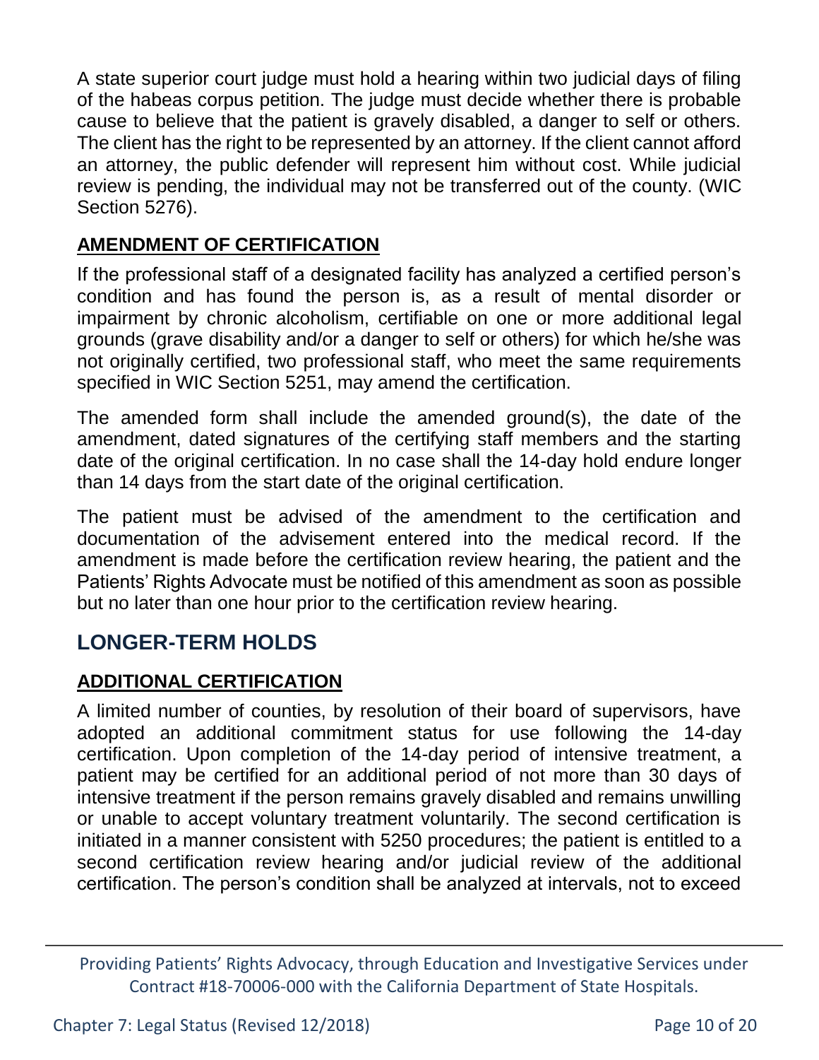A state superior court judge must hold a hearing within two judicial days of filing of the habeas corpus petition. The judge must decide whether there is probable cause to believe that the patient is gravely disabled, a danger to self or others. The client has the right to be represented by an attorney. If the client cannot afford an attorney, the public defender will represent him without cost. While judicial review is pending, the individual may not be transferred out of the county. (WIC Section 5276).

## AMENDMENT OF CERTIFICATION

If the professional staff of a designated facility has analyzed a certified person's condition and has found the person is, as a result of mental disorder or impairment by chronic alcoholism, certifiable on one or more additional legal grounds (grave disability and/or a danger to self or others) for which he/she was not originally certified, two professional staff, who meet the same requirements specified in WIC Section 5251, may amend the certification.

The amended form shall include the amended ground(s), the date of the amendment, dated signatures of the certifying staff members and the starting date of the original certification. In no case shall the 14-day hold endure longer than 14 days from the start date of the original certification.

The patient must be advised of the amendment to the certification and documentation of the advisement entered into the medical record. If the amendment is made before the certification review hearing, the patient and the Patients' Rights Advocate must be notified of this amendment as soon as possible but no later than one hour prior to the certification review hearing.

# LONGER-TERM HOLDS

## ADDITIONAL CERTIFICATION

A limited number of counties, by resolution of their board of supervisors, have adopted an additional commitment status for use following the 14-day certification. Upon completion of the 14-day period of intensive treatment, a patient may be certified for an additional period of not more than 30 days of intensive treatment if the person remains gravely disabled and remains unwilling or unable to accept voluntary treatment voluntarily. The second certification is initiated in a manner consistent with 5250 procedures; the patient is entitled to a second certification review hearing and/or judicial review of the additional certification. The person's condition shall be analyzed at intervals, not to exceed

Providing Patients' Rights Advocacy, through Education and Investigative Services under Contract #18-70006-000 with the California Department of State Hospitals.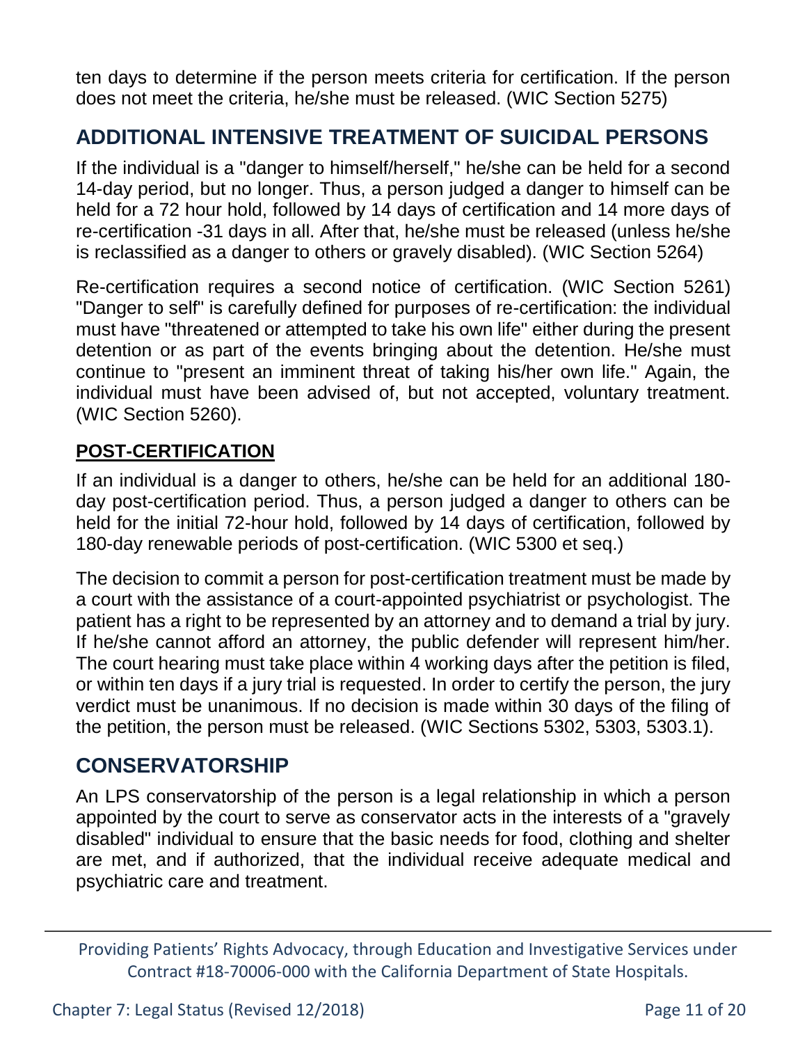ten days to determine if the person meets criteria for certification. If the person does not meet the criteria, he/she must be released. (WIC Section 5275)

## ADDITIONAL INTENSIVE TREATMENT OF SUICIDAL PERSONS

If the individual is a "danger to himself/herself," he/she can be held for a second 14-day period, but no longer. Thus, a person judged a danger to himself can be held for a 72 hour hold, followed by 14 days of certification and 14 more days of re-certification -31 days in all. After that, he/she must be released (unless he/she is reclassified as a danger to others or gravely disabled). (WIC Section 5264)

Re-certification requires a second notice of certification. (WIC Section 5261) "Danger to self" is carefully defined for purposes of re-certification: the individual must have "threatened or attempted to take his own life" either during the present detention or as part of the events bringing about the detention. He/she must continue to "present an imminent threat of taking his/her own life." Again, the individual must have been advised of, but not accepted, voluntary treatment. (WIC Section 5260).

### POST-CERTIFICATION

If an individual is a danger to others, he/she can be held for an additional 180-day post-certification period. Thus, a person judged a danger to others can be held for the initial 72-hour hold, followed by 14 days of certification, followed by 180-day renewable periods of post-certification. (WIC 5300 et seq.)

The decision to commit a person for post-certification treatment must be made by a court with the assistance of a court-appointed psychiatrist or psychologist. The patient has a right to be represented by an attorney and to demand a trial by jury. If he/she cannot afford an attorney, the public defender will represent him/her. The court hearing must take place within 4 working days after the petition is filed, or within ten days if a jury trial is requested. In order to certify the person, the jury verdict must be unanimous. If no decision is made within 30 days of the filing of the petition, the person must be released. (WIC Sections 5302, 5303, 5303.1).

## CONSERVATORSHIP

An LPS conservatorship of the person is a legal relationship in which a person appointed by the court to serve as conservator acts in the interests of a "gravely disabled" individual to ensure that the basic needs for food, clothing and shelter are met, and if authorized, that the individual receive adequate medical and psychiatric care and treatment.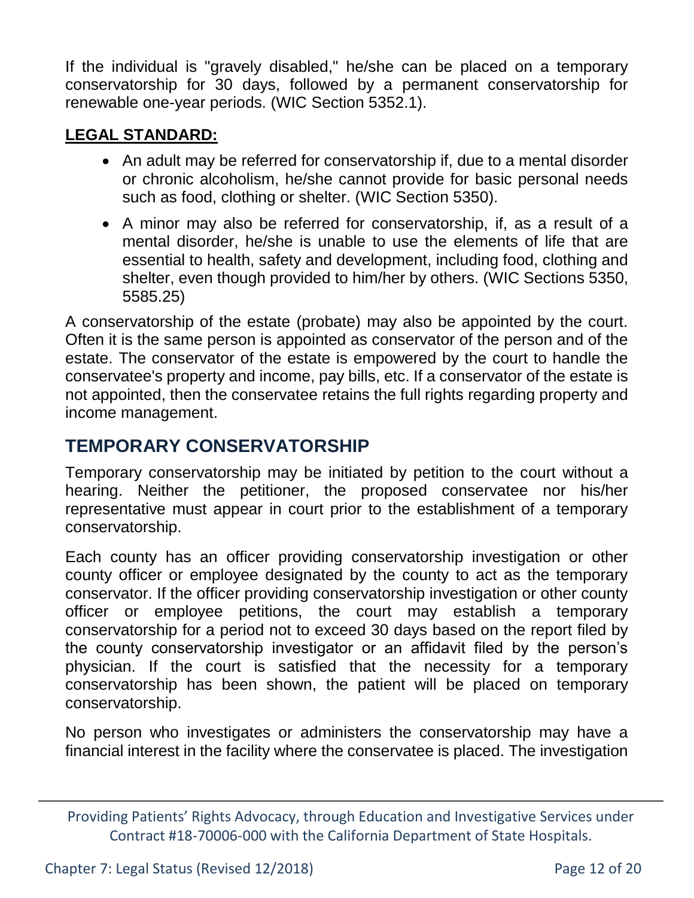If the individual is "gravely disabled," he/she can be placed on a temporary conservatorship for 30 days, followed by a permanent conservatorship for renewable one-year periods. (WIC Section 5352.1).

**LEGAL STANDARD:**

- An adult may be referred for conservatorship if, due to a mental disorder or chronic alcoholism, he/she cannot provide for basic personal needs such as food, clothing or shelter. (WIC Section 5350).
- A minor may also be referred for conservatorship, if, as a result of a mental disorder, he/she is unable to use the elements of life that are essential to health, safety and development, including food, clothing and shelter, even though provided to him/her by others. (WIC Sections 5350, 5585.25)

A conservatorship of the estate (probate) may also be appointed by the court. Often it is the same person is appointed as conservator of the person and of the estate. The conservator of the estate is empowered by the court to handle the conservatee's property and income, pay bills, etc. If a conservator of the estate is not appointed, then the conservatee retains the full rights regarding property and income management.

## TEMPORARY CONSERVATORSHIP

Temporary conservatorship may be initiated by petition to the court without a hearing. Neither the petitioner, the proposed conservatee nor his/her representative must appear in court prior to the establishment of a temporary conservatorship.

Each county has an officer providing conservatorship investigation or other county officer or employee designated by the county to act as the temporary conservator. If the officer providing conservatorship investigation or other county officer or employee petitions, the court may establish a temporary conservatorship for a period not to exceed 30 days based on the report filed by the county conservatorship investigator or an affidavit filed by the person's physician. If the court is satisfied that the necessity for a temporary conservatorship has been shown, the patient will be placed on temporary conservatorship.

No person who investigates or administers the conservatorship may have a financial interest in the facility where the conservatee is placed. The investigation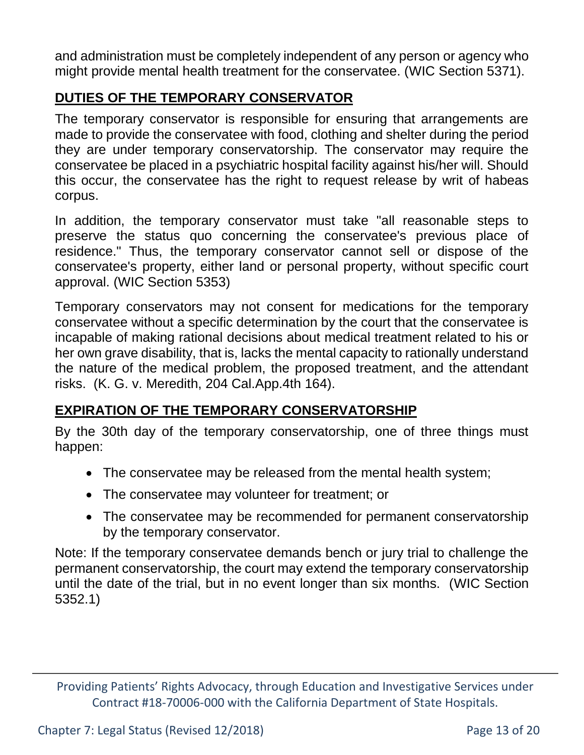and administration must be completely independent of any person or agency who might provide mental health treatment for the conservatee. (WIC Section 5371).

## DUTIES OF THE TEMPORARY CONSERVATOR

The temporary conservator is responsible for ensuring that arrangements are made to provide the conservatee with food, clothing and shelter during the period they are under temporary conservatorship. The conservator may require the conservatee be placed in a psychiatric hospital facility against his/her will. Should this occur, the conservatee has the right to request release by writ of habeas corpus.

In addition, the temporary conservator must take "all reasonable steps to preserve the status quo concerning the conservatee's previous place of residence." Thus, the temporary conservator cannot sell or dispose of the conservatee's property, either land or personal property, without specific court approval. (WIC Section 5353)

Temporary conservators may not consent for medications for the temporary conservatee without a specific determination by the court that the conservatee is incapable of making rational decisions about medical treatment related to his or her own grave disability, that is, lacks the mental capacity to rationally understand the nature of the medical problem, the proposed treatment, and the attendant risks. (K. G. v. Meredith, 204 Cal.App.4th 164).

## EXPIRATION OF THE TEMPORARY CONSERVATORSHIP

By the 30th day of the temporary conservatorship, one of three things must happen:

- The conservatee may be released from the mental health system;
- The conservatee may volunteer for treatment; or
- The conservatee may be recommended for permanent conservatorship by the temporary conservator.

Note: If the temporary conservatee demands bench or jury trial to challenge the permanent conservatorship, the court may extend the temporary conservatorship until the date of the trial, but in no event longer than six months. (WIC Section 5352.1)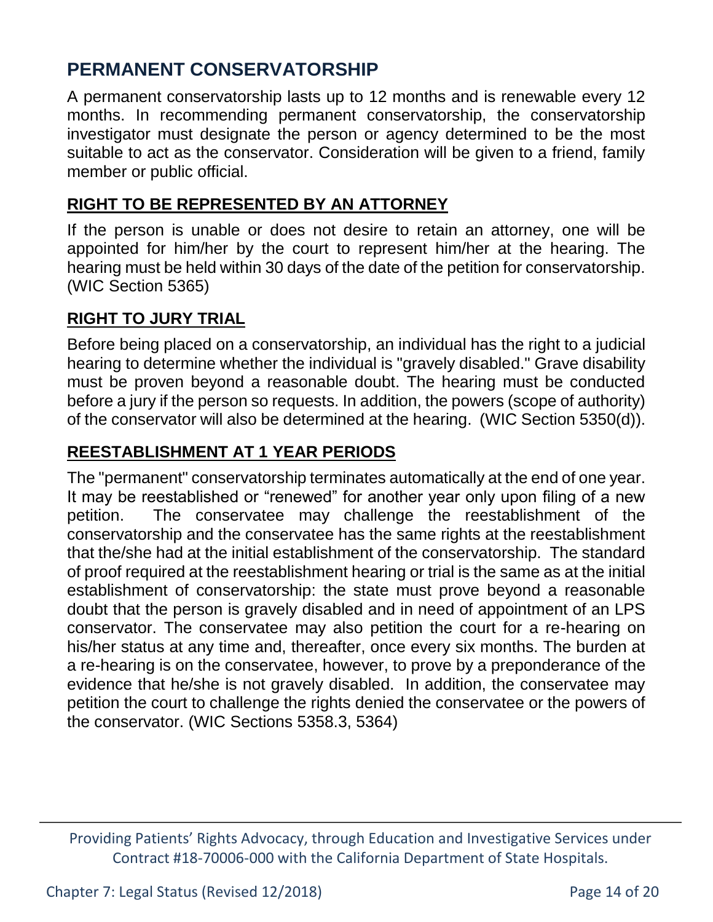## PERMANENT CONSERVATORSHIP

A permanent conservatorship lasts up to 12 months and is renewable every 12 months. In recommending permanent conservatorship, the conservatorship investigator must designate the person or agency determined to be the most suitable to act as the conservator. Consideration will be given to a friend, family member or public official.

### RIGHT TO BE REPRESENTED BY AN ATTORNEY

If the person is unable or does not desire to retain an attorney, one will be appointed for him/her by the court to represent him/her at the hearing. The hearing must be held within 30 days of the date of the petition for conservatorship. (WIC Section 5365)

### RIGHT TO JURY TRIAL

Before being placed on a conservatorship, an individual has the right to a judicial hearing to determine whether the individual is "gravely disabled." Grave disability must be proven beyond a reasonable doubt. The hearing must be conducted before a jury if the person so requests. In addition, the powers (scope of authority) of the conservator will also be determined at the hearing. (WIC Section 5350(d)).

### REESTABLISHMENT AT 1 YEAR PERIODS

The "permanent" conservatorship terminates automatically at the end of one year. It may be reestablished or "renewed" for another year only upon filing of a new petition. The conservatee may challenge the reestablishment of the conservatorship and the conservatee has the same rights at the reestablishment that the/she had at the initial establishment of the conservatorship. The standard of proof required at the reestablishment hearing or trial is the same as at the initial establishment of conservatorship: the state must prove beyond a reasonable doubt that the person is gravely disabled and in need of appointment of an LPS conservator. The conservatee may also petition the court for a re-hearing on his/her status at any time and, thereafter, once every six months. The burden at a re-hearing is on the conservatee, however, to prove by a preponderance of the evidence that he/she is not gravely disabled. In addition, the conservatee may petition the court to challenge the rights denied the conservatee or the powers of the conservator. (WIC Sections 5358.3, 5364)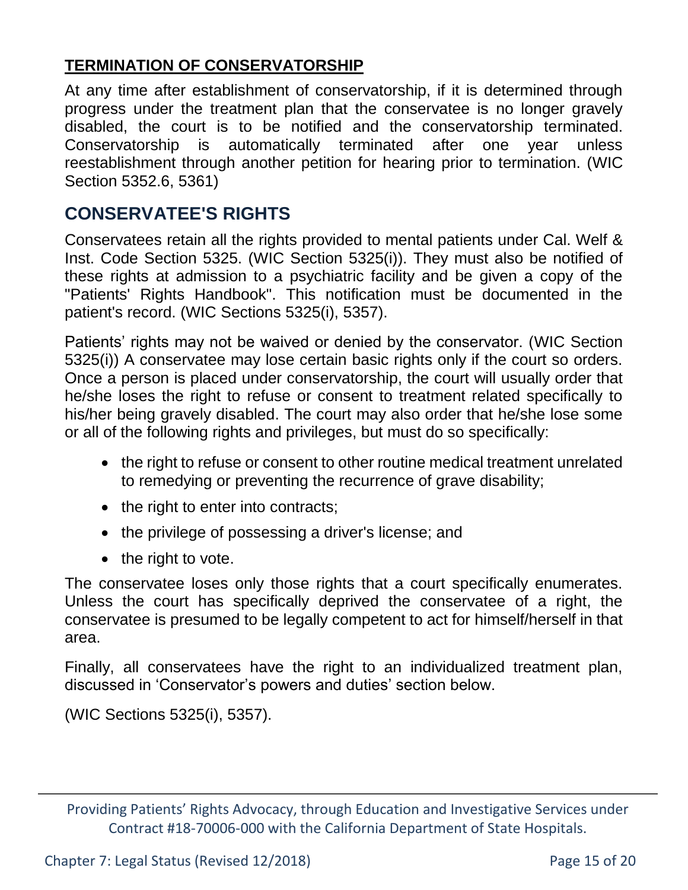**TERMINATION OF CONSERVATORSHIP**

At any time after establishment of conservatorship, if it is determined through progress under the treatment plan that the conservatee is no longer gravely disabled, the court is to be notified and the conservatorship terminated. Conservatorship is automatically terminated after one year unless reestablishment through another petition for hearing prior to termination. (WIC Section 5352.6, 5361)

## CONSERVATEE'S RIGHTS

Conservatees retain all the rights provided to mental patients under Cal. Welf & Inst. Code Section 5325. (WIC Section 5325(i)). They must also be notified of these rights at admission to a psychiatric facility and be given a copy of the "Patients' Rights Handbook". This notification must be documented in the patient's record. (WIC Sections 5325(i), 5357).

Patients' rights may not be waived or denied by the conservator. (WIC Section 5325(i)) A conservatee may lose certain basic rights only if the court so orders. Once a person is placed under conservatorship, the court will usually order that he/she loses the right to refuse or consent to treatment related specifically to his/her being gravely disabled. The court may also order that he/she lose some or all of the following rights and privileges, but must do so specifically:

- the right to refuse or consent to other routine medical treatment unrelated to remedying or preventing the recurrence of grave disability;
- the right to enter into contracts;
- the privilege of possessing a driver's license; and
- the right to vote.

The conservatee loses only those rights that a court specifically enumerates. Unless the court has specifically deprived the conservatee of a right, the conservatee is presumed to be legally competent to act for himself/herself in that area.

Finally, all conservatees have the right to an individualized treatment plan, discussed in 'Conservator's powers and duties' section below.

(WIC Sections 5325(i), 5357).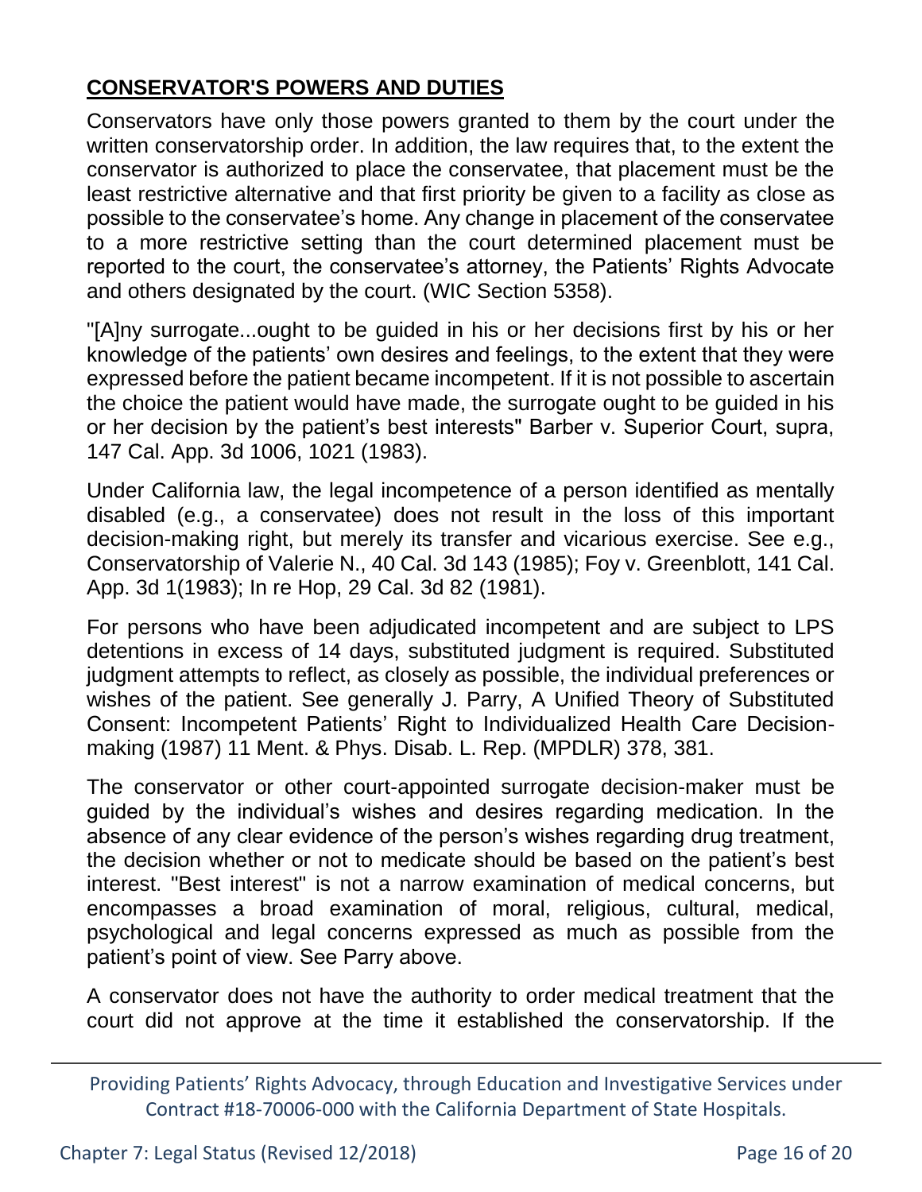## **CONSERVATOR'S POWERS AND DUTIES**

Conservators have only those powers granted to them by the court under the written conservatorship order. In addition, the law requires that, to the extent the conservator is authorized to place the conservatee, that placement must be the least restrictive alternative and that first priority be given to a facility as close as possible to the conservatee's home. Any change in placement of the conservatee to a more restrictive setting than the court determined placement must be reported to the court, the conservatee's attorney, the Patients' Rights Advocate and others designated by the court. (WIC Section 5358).

"[A]ny surrogate...ought to be guided in his or her decisions first by his or her knowledge of the patients' own desires and feelings, to the extent that they were expressed before the patient became incompetent. If it is not possible to ascertain the choice the patient would have made, the surrogate ought to be guided in his or her decision by the patient's best interests" Barber v. Superior Court, supra, 147 Cal. App. 3d 1006, 1021 (1983).

Under California law, the legal incompetence of a person identified as mentally disabled (e.g., a conservatee) does not result in the loss of this important decision-making right, but merely its transfer and vicarious exercise. See e.g., Conservatorship of Valerie N., 40 Cal. 3d 143 (1985); Foy v. Greenblott, 141 Cal. App. 3d 1(1983); In re Hop, 29 Cal. 3d 82 (1981).

For persons who have been adjudicated incompetent and are subject to LPS detentions in excess of 14 days, substituted judgment is required. Substituted judgment attempts to reflect, as closely as possible, the individual preferences or wishes of the patient. See generally J. Parry, A Unified Theory of Substituted Consent: Incompetent Patients' Right to Individualized Health Care Decision-making (1987) 11 Ment. & Phys. Disab. L. Rep. (MPDLR) 378, 381.

The conservator or other court-appointed surrogate decision-maker must be guided by the individual's wishes and desires regarding medication. In the absence of any clear evidence of the person's wishes regarding drug treatment, the decision whether or not to medicate should be based on the patient's best interest. "Best interest" is not a narrow examination of medical concerns, but encompasses a broad examination of moral, religious, cultural, medical, psychological and legal concerns expressed as much as possible from the patient's point of view. See Parry above.

A conservator does not have the authority to order medical treatment that the court did not approve at the time it established the conservatorship. If the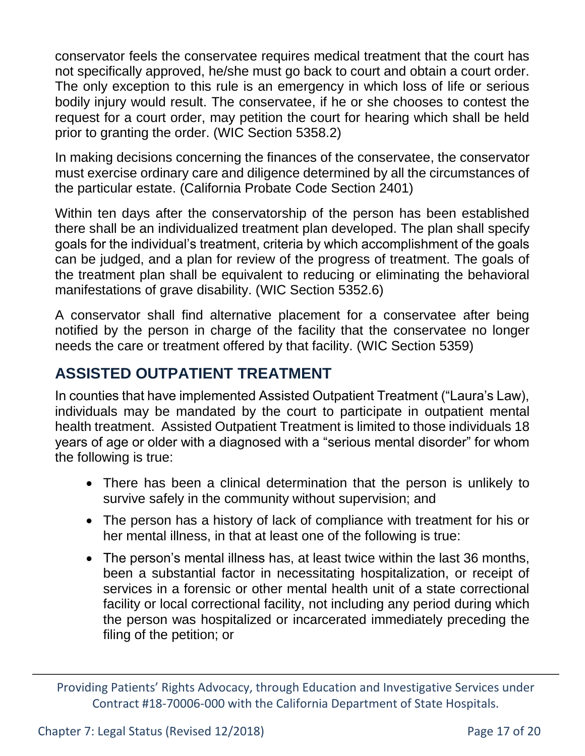conservator feels the conservatee requires medical treatment that the court has not specifically approved, he/she must go back to court and obtain a court order. The only exception to this rule is an emergency in which loss of life or serious bodily injury would result. The conservatee, if he or she chooses to contest the request for a court order, may petition the court for hearing which shall be held prior to granting the order. (WIC Section 5358.2)

In making decisions concerning the finances of the conservatee, the conservator must exercise ordinary care and diligence determined by all the circumstances of the particular estate. (California Probate Code Section 2401)

Within ten days after the conservatorship of the person has been established there shall be an individualized treatment plan developed. The plan shall specify goals for the individual's treatment, criteria by which accomplishment of the goals can be judged, and a plan for review of the progress of treatment. The goals of the treatment plan shall be equivalent to reducing or eliminating the behavioral manifestations of grave disability. (WIC Section 5352.6)

A conservator shall find alternative placement for a conservatee after being notified by the person in charge of the facility that the conservatee no longer needs the care or treatment offered by that facility. (WIC Section 5359)

## ASSISTED OUTPATIENT TREATMENT

In counties that have implemented Assisted Outpatient Treatment ("Laura's Law), individuals may be mandated by the court to participate in outpatient mental health treatment. Assisted Outpatient Treatment is limited to those individuals 18 years of age or older with a diagnosed with a "serious mental disorder" for whom the following is true:

- There has been a clinical determination that the person is unlikely to survive safely in the community without supervision; and
- The person has a history of lack of compliance with treatment for his or her mental illness, in that at least one of the following is true:
- The person's mental illness has, at least twice within the last 36 months, been a substantial factor in necessitating hospitalization, or receipt of services in a forensic or other mental health unit of a state correctional facility or local correctional facility, not including any period during which the person was hospitalized or incarcerated immediately preceding the filing of the petition; or

Providing Patients' Rights Advocacy, through Education and Investigative Services under Contract #18-70006-000 with the California Department of State Hospitals.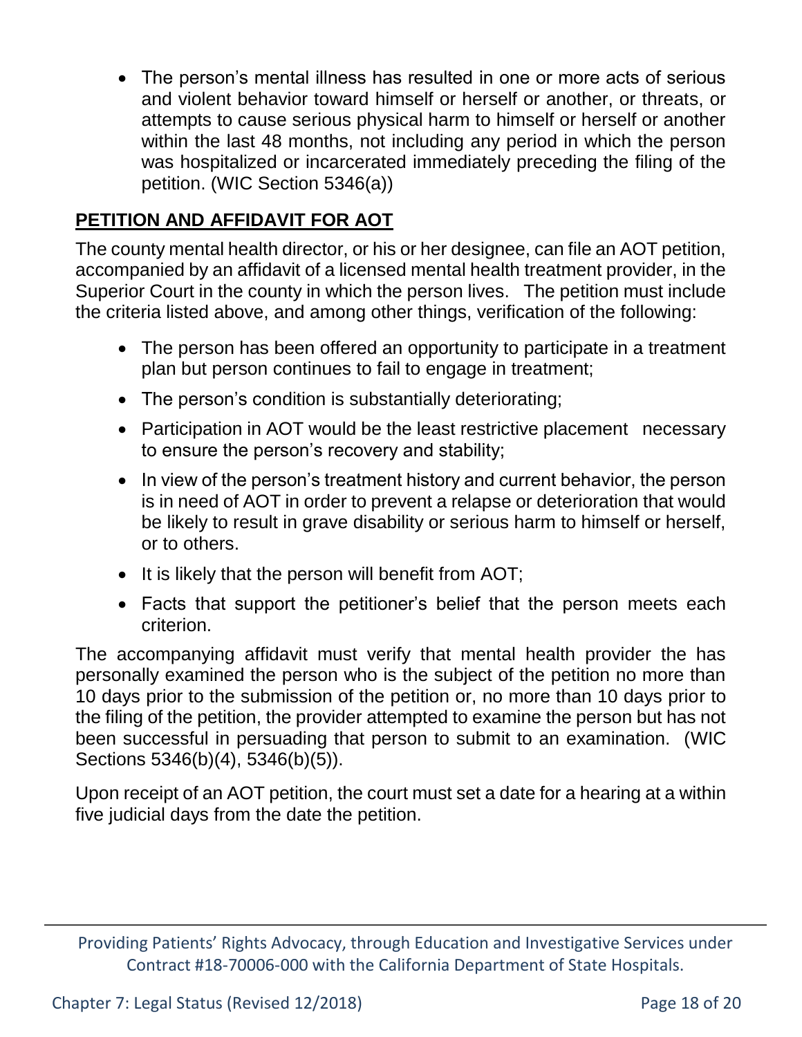- The person's mental illness has resulted in one or more acts of serious and violent behavior toward himself or herself or another, or threats, or attempts to cause serious physical harm to himself or herself or another within the last 48 months, not including any period in which the person was hospitalized or incarcerated immediately preceding the filing of the petition. (WIC Section 5346(a))

## PETITION AND AFFIDAVIT FOR AOT

The county mental health director, or his or her designee, can file an AOT petition, accompanied by an affidavit of a licensed mental health treatment provider, in the Superior Court in the county in which the person lives. The petition must include the criteria listed above, and among other things, verification of the following:

- The person has been offered an opportunity to participate in a treatment plan but person continues to fail to engage in treatment;
- The person's condition is substantially deteriorating;
- Participation in AOT would be the least restrictive placement necessary to ensure the person's recovery and stability;
- In view of the person's treatment history and current behavior, the person is in need of AOT in order to prevent a relapse or deterioration that would be likely to result in grave disability or serious harm to himself or herself, or to others.
- It is likely that the person will benefit from AOT;
- Facts that support the petitioner's belief that the person meets each criterion.

The accompanying affidavit must verify that mental health provider the has personally examined the person who is the subject of the petition no more than 10 days prior to the submission of the petition or, no more than 10 days prior to the filing of the petition, the provider attempted to examine the person but has not been successful in persuading that person to submit to an examination. (WIC Sections 5346(b)(4), 5346(b)(5)).

Upon receipt of an AOT petition, the court must set a date for a hearing at a within five judicial days from the date the petition.

Providing Patients' Rights Advocacy, through Education and Investigative Services under Contract #18-70006-000 with the California Department of State Hospitals.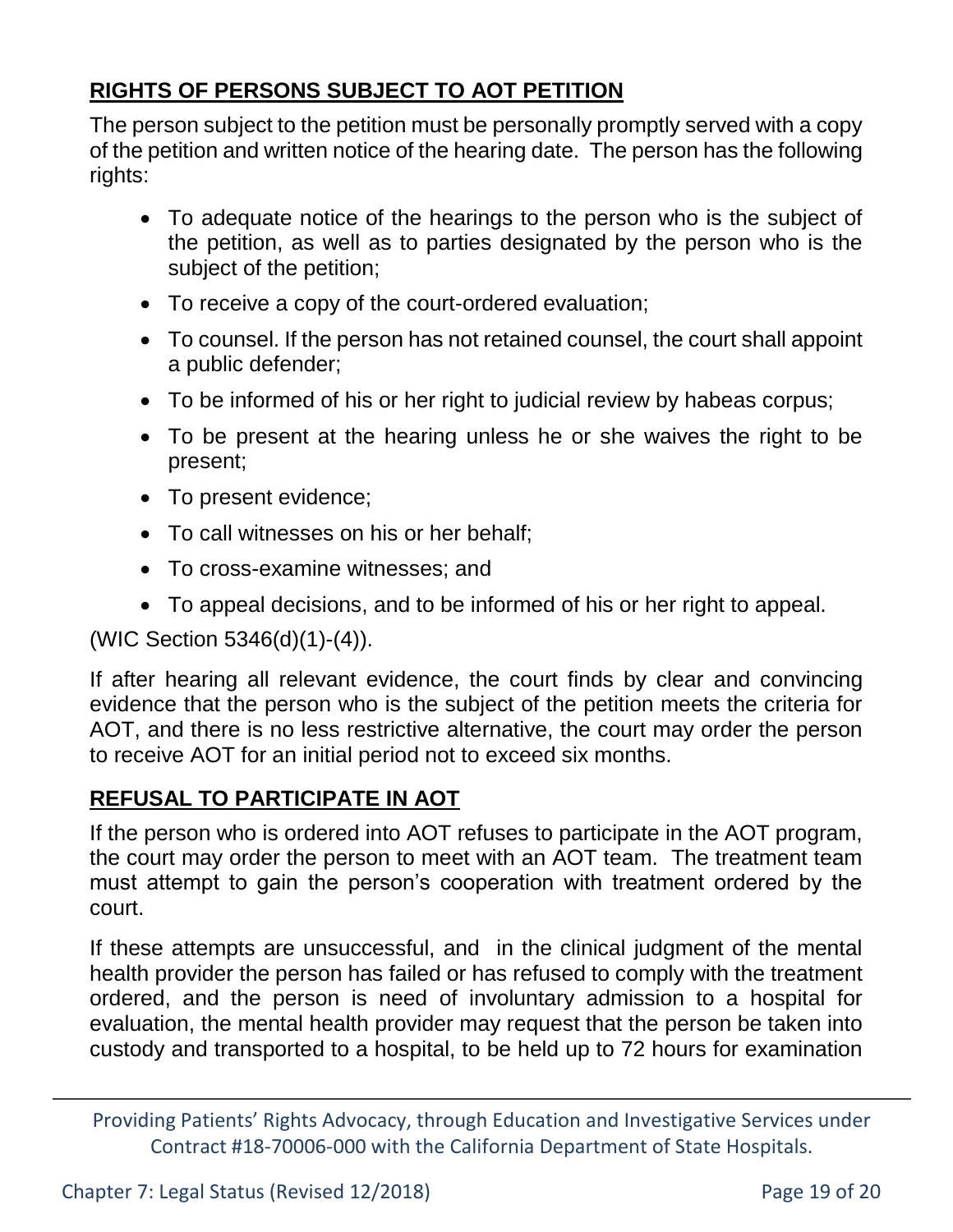## RIGHTS OF PERSONS SUBJECT TO AOT PETITION

The person subject to the petition must be personally promptly served with a copy of the petition and written notice of the hearing date. The person has the following rights:

- To adequate notice of the hearings to the person who is the subject of the petition, as well as to parties designated by the person who is the subject of the petition;
- To receive a copy of the court-ordered evaluation;
- To counsel. If the person has not retained counsel, the court shall appoint a public defender;
- To be informed of his or her right to judicial review by habeas corpus;
- To be present at the hearing unless he or she waives the right to be present;
- To present evidence;
- To call witnesses on his or her behalf;
- To cross-examine witnesses; and
- To appeal decisions, and to be informed of his or her right to appeal.

(WIC Section 5346(d)(1)-(4)).

If after hearing all relevant evidence, the court finds by clear and convincing evidence that the person who is the subject of the petition meets the criteria for AOT, and there is no less restrictive alternative, the court may order the person to receive AOT for an initial period not to exceed six months.

## REFUSAL TO PARTICIPATE IN AOT

If the person who is ordered into AOT refuses to participate in the AOT program, the court may order the person to meet with an AOT team. The treatment team must attempt to gain the person's cooperation with treatment ordered by the court.

If these attempts are unsuccessful, and in the clinical judgment of the mental health provider the person has failed or has refused to comply with the treatment ordered, and the person is need of involuntary admission to a hospital for evaluation, the mental health provider may request that the person be taken into custody and transported to a hospital, to be held up to 72 hours for examination

Providing Patients' Rights Advocacy, through Education and Investigative Services under Contract #18-70006-000 with the California Department of State Hospitals.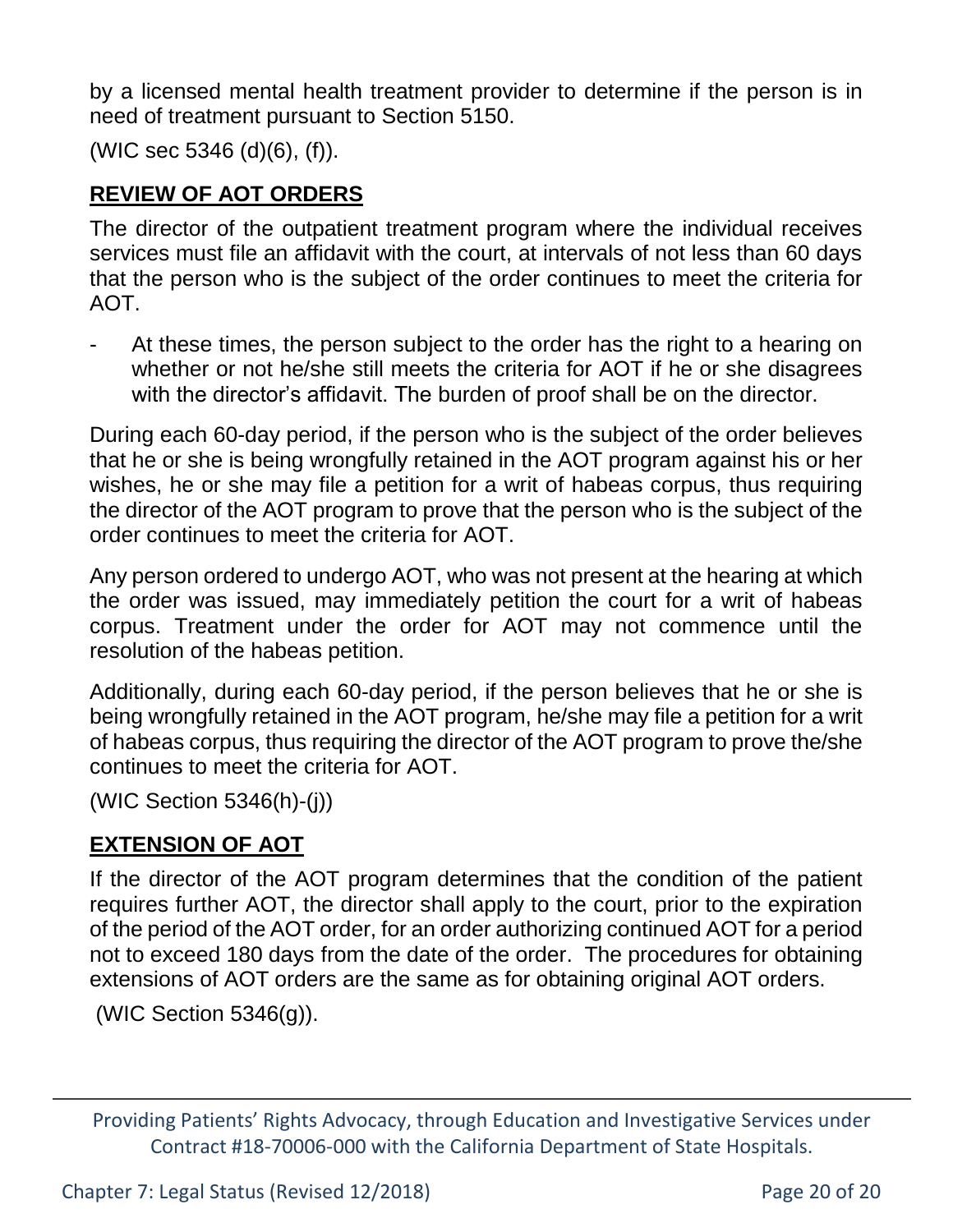by a licensed mental health treatment provider to determine if the person is in need of treatment pursuant to Section 5150.

(WIC sec 5346 (d)(6), (f)).

## REVIEW OF AOT ORDERS

The director of the outpatient treatment program where the individual receives services must file an affidavit with the court, at intervals of not less than 60 days that the person who is the subject of the order continues to meet the criteria for AOT.

- At these times, the person subject to the order has the right to a hearing on whether or not he/she still meets the criteria for AOT if he or she disagrees with the director's affidavit. The burden of proof shall be on the director.

During each 60-day period, if the person who is the subject of the order believes that he or she is being wrongfully retained in the AOT program against his or her wishes, he or she may file a petition for a writ of habeas corpus, thus requiring the director of the AOT program to prove that the person who is the subject of the order continues to meet the criteria for AOT.

Any person ordered to undergo AOT, who was not present at the hearing at which the order was issued, may immediately petition the court for a writ of habeas corpus. Treatment under the order for AOT may not commence until the resolution of the habeas petition.

Additionally, during each 60-day period, if the person believes that he or she is being wrongfully retained in the AOT program, he/she may file a petition for a writ of habeas corpus, thus requiring the director of the AOT program to prove the/she continues to meet the criteria for AOT.

(WIC Section 5346(h)-(j))

## EXTENSION OF AOT

If the director of the AOT program determines that the condition of the patient requires further AOT, the director shall apply to the court, prior to the expiration of the period of the AOT order, for an order authorizing continued AOT for a period not to exceed 180 days from the date of the order. The procedures for obtaining extensions of AOT orders are the same as for obtaining original AOT orders.

(WIC Section 5346(g)).

Providing Patients' Rights Advocacy, through Education and Investigative Services under Contract #18-70006-000 with the California Department of State Hospitals.